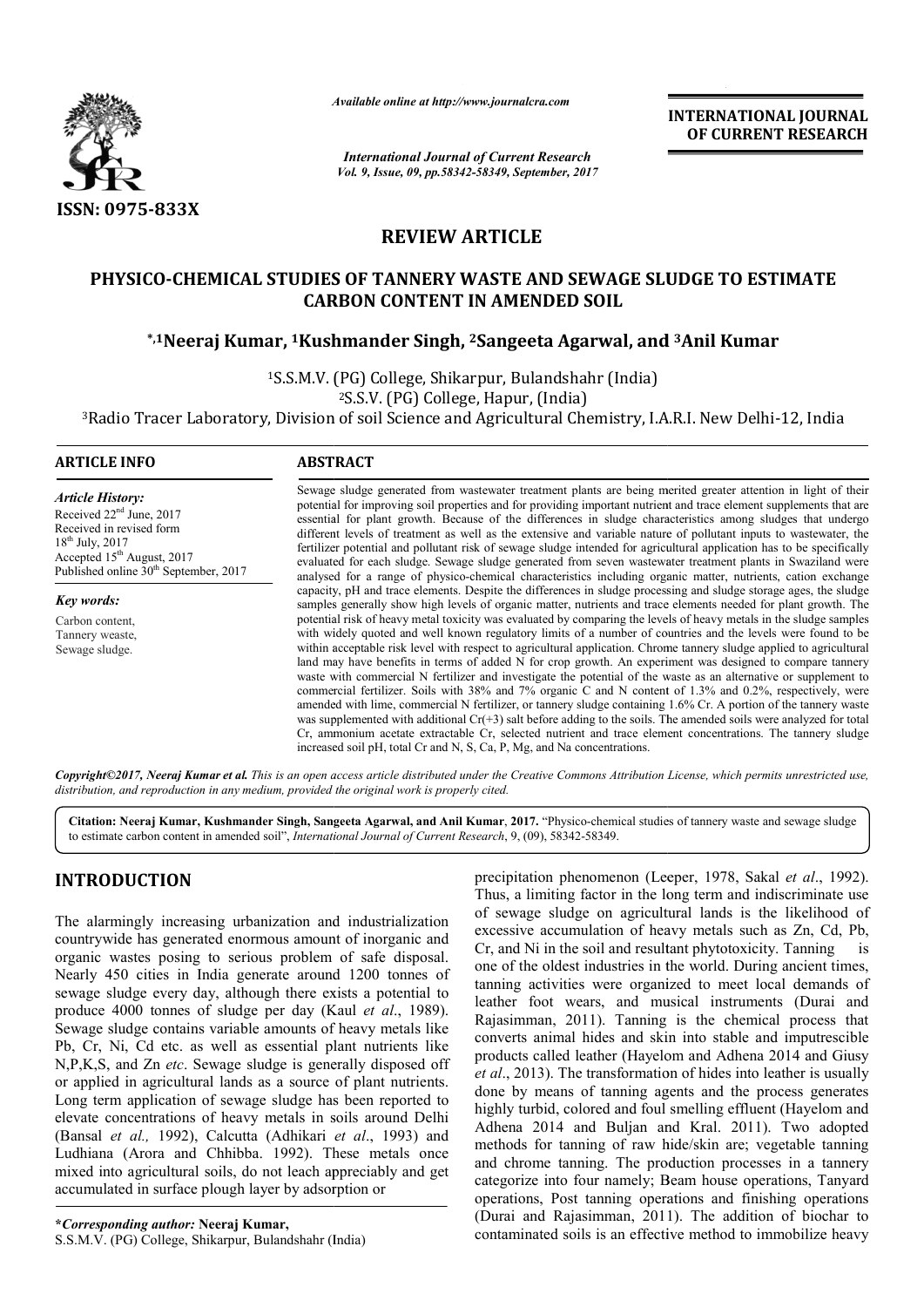ISSN: 0975-833X

*Available online at http://www.journalcra.com*

*International Journal of Current Research*
*Vol. 9, Issue, 09, pp.58342-58349, September, 2017*

**INTERNATIONAL JOURNAL OF CURRENT RESEARCH**

# REVIEW ARTICLE

# PHYSICO-CHEMICAL STUDIES OF TANNERY WASTE AND SEWAGE SLUDGE TO ESTIMATE CARBON CONTENT IN AMENDED SOIL

**\*,[1]Neeraj Kumar, [1]Kushmander Singh, [2]Sangeeta Agarwal, and [3]Anil Kumar**

[1]S.S.M.V. (PG) College, Shikarpur, Bulandshahr (India)
[2]S.S.V. (PG) College, Hapur, (India)
[3]Radio Tracer Laboratory, Division of soil Science and Agricultural Chemistry, I.A.R.I. New Delhi-12, India

**ARTICLE INFO**

*Article History:*
Received 22nd June, 2017
Received in revised form
18th July, 2017
Accepted 15th August, 2017
Published online 30th September, 2017

*Key words:*
Carbon content,
Tannery weaste,
Sewage sludge.

**ABSTRACT**

Sewage sludge generated from wastewater treatment plants are being merited greater attention in light of their potential for improving soil properties and for providing important nutrient and trace element supplements that are essential for plant growth. Because of the differences in sludge characteristics among sludges that undergo different levels of treatment as well as the extensive and variable nature of pollutant inputs to wastewater, the fertilizer potential and pollutant risk of sewage sludge intended for agricultural application has to be specifically evaluated for each sludge. Sewage sludge generated from seven wastewater treatment plants in Swaziland were analysed for a range of physico-chemical characteristics including organic matter, nutrients, cation exchange capacity, pH and trace elements. Despite the differences in sludge processing and sludge storage ages, the sludge samples generally show high levels of organic matter, nutrients and trace elements needed for plant growth. The potential risk of heavy metal toxicity was evaluated by comparing the levels of heavy metals in the sludge samples with widely quoted and well known regulatory limits of a number of countries and the levels were found to be within acceptable risk level with respect to agricultural application. Chrome tannery sludge applied to agricultural land may have benefits in terms of added N for crop growth. An experiment was designed to compare tannery waste with commercial N fertilizer and investigate the potential of the waste as an alternative or supplement to commercial fertilizer. Soils with 38% and 7% organic C and N content of 1.3% and 0.2%, respectively, were amended with lime, commercial N fertilizer, or tannery sludge containing 1.6% Cr. A portion of the tannery waste was supplemented with additional Cr(+3) salt before adding to the soils. The amended soils were analyzed for total Cr, ammonium acetate extractable Cr, selected nutrient and trace element concentrations. The tannery sludge increased soil pH, total Cr and N, S, Ca, P, Mg, and Na concentrations.

*Copyright©2017, Neeraj Kumar et al. This is an open access article distributed under the Creative Commons Attribution License, which permits unrestricted use, distribution, and reproduction in any medium, provided the original work is properly cited.*

**Citation: Neeraj Kumar, Kushmander Singh, Sangeeta Agarwal, and Anil Kumar**, 2017. "Physico-chemical studies of tannery waste and sewage sludge to estimate carbon content in amended soil", *International Journal of Current Research*, 9, (09), 58342-58349.

## INTRODUCTION

The alarmingly increasing urbanization and industrialization countrywide has generated enormous amount of inorganic and organic wastes posing to serious problem of safe disposal. Nearly 450 cities in India generate around 1200 tonnes of sewage sludge every day, although there exists a potential to produce 4000 tonnes of sludge per day (Kaul *et al*., 1989). Sewage sludge contains variable amounts of heavy metals like Pb, Cr, Ni, Cd etc. as well as essential plant nutrients like N,P,K,S, and Zn *etc*. Sewage sludge is generally disposed off or applied in agricultural lands as a source of plant nutrients. Long term application of sewage sludge has been reported to elevate concentrations of heavy metals in soils around Delhi (Bansal *et al.,* 1992), Calcutta (Adhikari *et al*., 1993) and Ludhiana (Arora and Chhibba. 1992). These metals once mixed into agricultural soils, do not leach appreciably and get accumulated in surface plough layer by adsorption or precipitation phenomenon (Leeper, 1978, Sakal *et al*., 1992). Thus, a limiting factor in the long term and indiscriminate use of sewage sludge on agricultural lands is the likelihood of excessive accumulation of heavy metals such as Zn, Cd, Pb, Cr, and Ni in the soil and resultant phytotoxicity. Tanning is one of the oldest industries in the world. During ancient times, tanning activities were organized to meet local demands of leather foot wears, and musical instruments (Durai and Rajasimman, 2011). Tanning is the chemical process that converts animal hides and skin into stable and imputrescible products called leather (Hayelom and Adhena 2014 and Giusy *et al*., 2013). The transformation of hides into leather is usually done by means of tanning agents and the process generates highly turbid, colored and foul smelling effluent (Hayelom and Adhena 2014 and Buljan and Kral. 2011). Two adopted methods for tanning of raw hide/skin are; vegetable tanning and chrome tanning. The production processes in a tannery categorize into four namely; Beam house operations, Tanyard operations, Post tanning operations and finishing operations (Durai and Rajasimman, 2011). The addition of biochar to contaminated soils is an effective method to immobilize heavy

**\*Corresponding author: Neeraj Kumar,**
S.S.M.V. (PG) College, Shikarpur, Bulandshahr (India)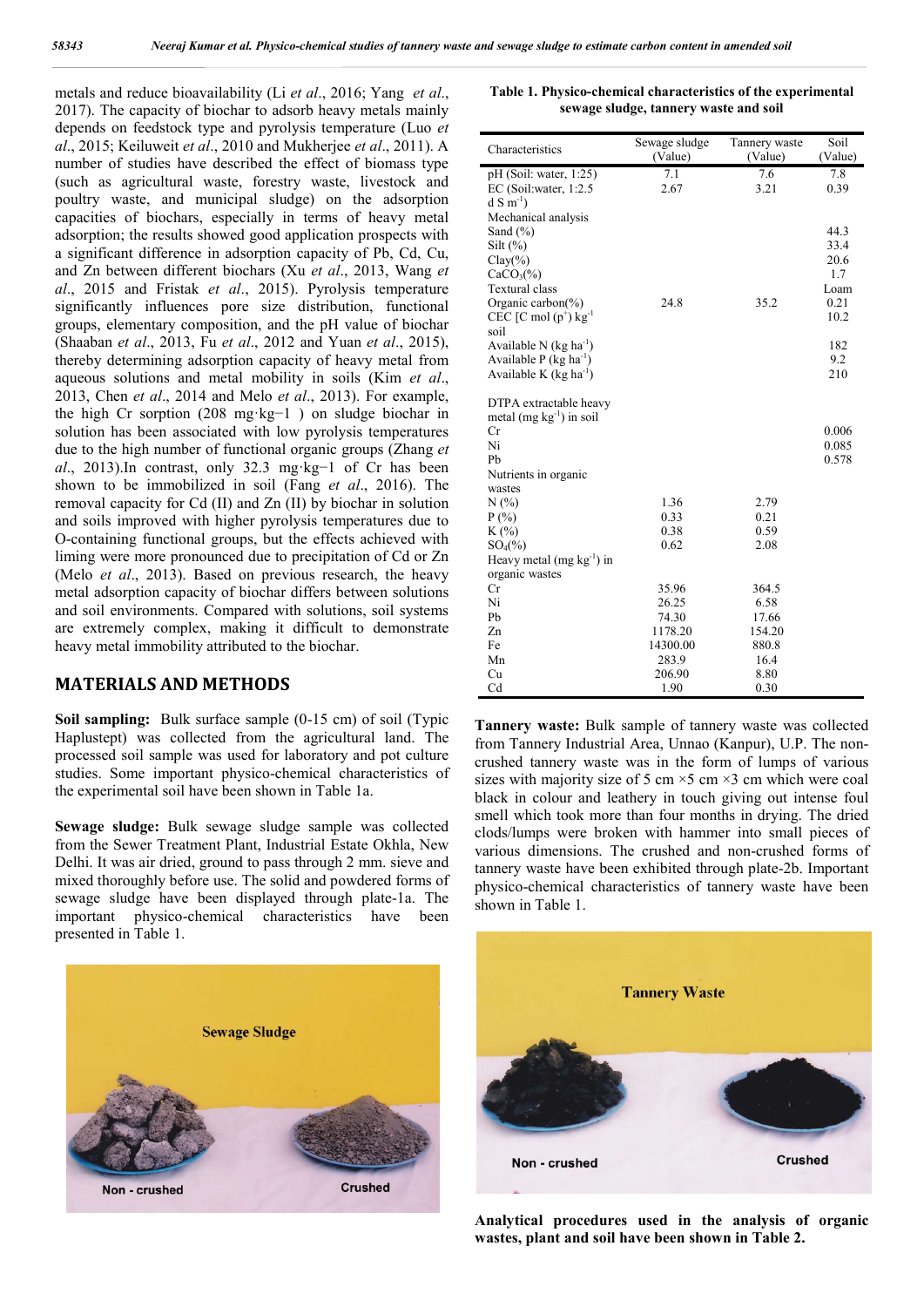metals and reduce bioavailability (Li *et al*., 2016; Yang *et al*., 2017). The capacity of biochar to adsorb heavy metals mainly depends on feedstock type and pyrolysis temperature (Luo *et al*., 2015; Keiluweit *et al*., 2010 and Mukherjee *et al*., 2011). A number of studies have described the effect of biomass type (such as agricultural waste, forestry waste, livestock and poultry waste, and municipal sludge) on the adsorption capacities of biochars, especially in terms of heavy metal adsorption; the results showed good application prospects with a significant difference in adsorption capacity of Pb, Cd, Cu, and Zn between different biochars (Xu *et al*., 2013, Wang *et al*., 2015 and Fristak *et al*., 2015). Pyrolysis temperature significantly influences pore size distribution, functional groups, elementary composition, and the pH value of biochar (Shaaban *et al*., 2013, Fu *et al*., 2012 and Yuan *et al*., 2015), thereby determining adsorption capacity of heavy metal from aqueous solutions and metal mobility in soils (Kim *et al*., 2013, Chen *et al*., 2014 and Melo *et al*., 2013). For example, the high Cr sorption (208 mg·kg−1 ) on sludge biochar in solution has been associated with low pyrolysis temperatures due to the high number of functional organic groups (Zhang *et al*., 2013).In contrast, only 32.3 mg·kg−1 of Cr has been shown to be immobilized in soil (Fang *et al*., 2016). The removal capacity for Cd (II) and Zn (II) by biochar in solution and soils improved with higher pyrolysis temperatures due to O-containing functional groups, but the effects achieved with liming were more pronounced due to precipitation of Cd or Zn (Melo *et al*., 2013). Based on previous research, the heavy metal adsorption capacity of biochar differs between solutions and soil environments. Compared with solutions, soil systems are extremely complex, making it difficult to demonstrate heavy metal immobility attributed to the biochar.

## MATERIALS AND METHODS

**Soil sampling:** Bulk surface sample (0-15 cm) of soil (Typic Haplustept) was collected from the agricultural land. The processed soil sample was used for laboratory and pot culture studies. Some important physico-chemical characteristics of the experimental soil have been shown in Table 1a.

**Sewage sludge:** Bulk sewage sludge sample was collected from the Sewer Treatment Plant, Industrial Estate Okhla, New Delhi. It was air dried, ground to pass through 2 mm. sieve and mixed thoroughly before use. The solid and powdered forms of sewage sludge have been displayed through plate-1a. The important physico-chemical characteristics have been presented in Table 1.

Sewage Sludge

Non - crushed Crushed

**Table 1. Physico-chemical characteristics of the experimental sewage sludge, tannery waste and soil**

| Characteristics | Sewage sludge (Value) | Tannery waste (Value) | Soil (Value) |
|---|---|---|---|
| pH (Soil: water, 1:25) | 7.1 | 7.6 | 7.8 |
| EC (Soil:water, 1:2.5 d S $m^{-1}$) | 2.67 | 3.21 | 0.39 |
| Mechanical analysis | | | |
| Sand (%) | | | 44.3 |
| Silt (%) | | | 33.4 |
| Clay(%) | | | 20.6 |
| $CaCO_3$(%) | | | 1.7 |
| Textural class | | | Loam |
| Organic carbon(%) | 24.8 | 35.2 | 0.21 |
| CEC [C mol ($p^+$) $kg^{-1}$ soil | | | 10.2 |
| Available N (kg $ha^{-1}$) | | | 182 |
| Available P (kg $ha^{-1}$) | | | 9.2 |
| Available K (kg $ha^{-1}$) | | | 210 |
| DTPA extractable heavy metal (mg $kg^{-1}$) in soil | | | |
| Cr | | | 0.006 |
| Ni | | | 0.085 |
| Pb | | | 0.578 |
| Nutrients in organic wastes | | | |
| N (%) | 1.36 | 2.79 | |
| P (%) | 0.33 | 0.21 | |
| K (%) | 0.38 | 0.59 | |
| $SO_4$(%) | 0.62 | 2.08 | |
| Heavy metal (mg $kg^{-1}$) in organic wastes | | | |
| Cr | 35.96 | 364.5 | |
| Ni | 26.25 | 6.58 | |
| Pb | 74.30 | 17.66 | |
| Zn | 1178.20 | 154.20 | |
| Fe | 14300.00 | 880.8 | |
| Mn | 283.9 | 16.4 | |
| Cu | 206.90 | 8.80 | |
| Cd | 1.90 | 0.30 | |

**Tannery waste:** Bulk sample of tannery waste was collected from Tannery Industrial Area, Unnao (Kanpur), U.P. The non-crushed tannery waste was in the form of lumps of various sizes with majority size of 5 cm ×5 cm ×3 cm which were coal black in colour and leathery in touch giving out intense foul smell which took more than four months in drying. The dried clods/lumps were broken with hammer into small pieces of various dimensions. The crushed and non-crushed forms of tannery waste have been exhibited through plate-2b. Important physico-chemical characteristics of tannery waste have been shown in Table 1.

Tannery Waste

Non - crushed Crushed

**Analytical procedures used in the analysis of organic wastes, plant and soil have been shown in Table 2.**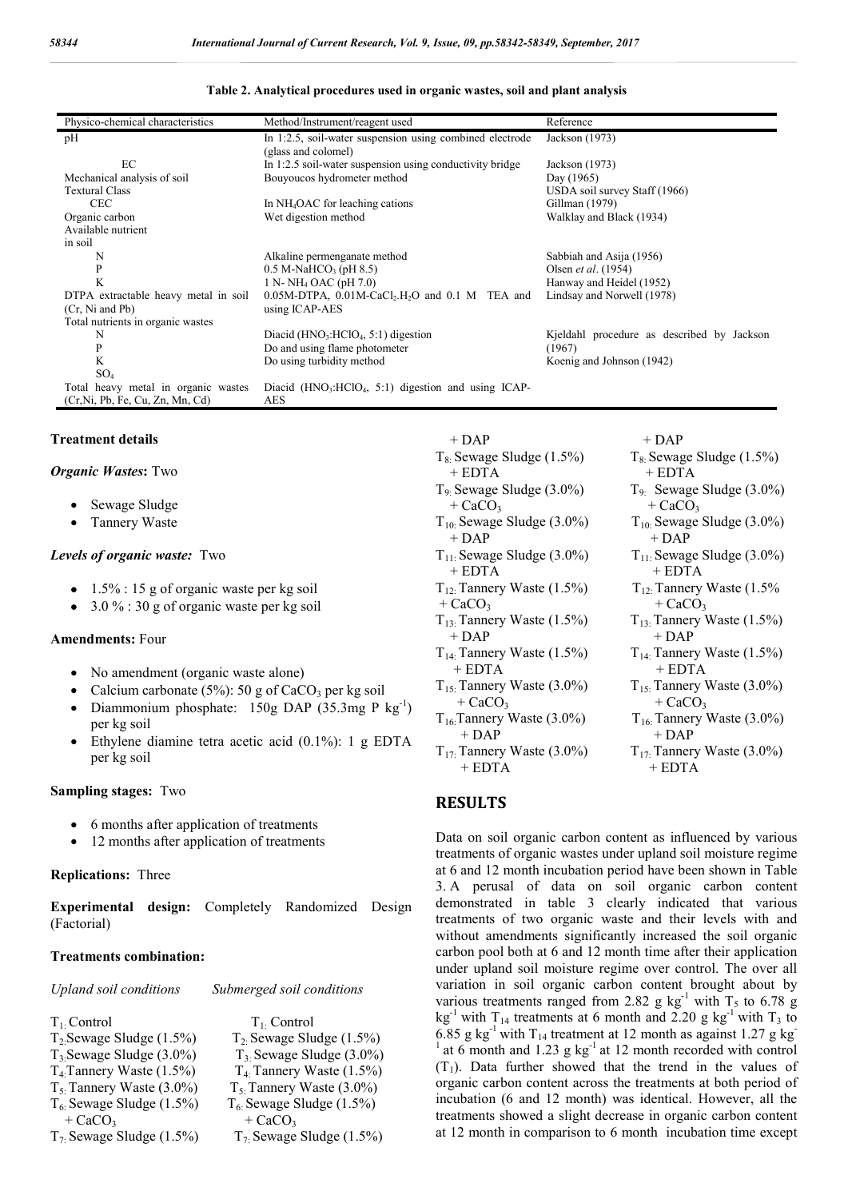**Table 2. Analytical procedures used in organic wastes, soil and plant analysis**

| Physico-chemical characteristics | Method/Instrument/reagent used | Reference |
|---|---|---|
| pH | In 1:2.5, soil-water suspension using combined electrode (glass and colomel) | Jackson (1973) |
| EC | In 1:2.5 soil-water suspension using conductivity bridge | Jackson (1973) |
| Mechanical analysis of soil | Bouyoucos hydrometer method | Day (1965) |
| Textural Class | | USDA soil survey Staff (1966) |
| CEC | In $NH_4OAC$ for leaching cations | Gillman (1979) |
| Organic carbon | Wet digestion method | Walklay and Black (1934) |
| Available nutrient in soil | | |
| N | Alkaline permenganate method | Sabbiah and Asija (1956) |
| P | 0.5 M-$NaHCO_3$ (pH 8.5) | Olsen *et al*. (1954) |
| K | 1 N- $NH_4$ OAC (pH 7.0) | Hanway and Heidel (1952) |
| DTPA extractable heavy metal in soil (Cr, Ni and Pb) | 0.05M-DTPA, 0.01M-$CaCl_2.H_2O$ and 0.1 M TEA and using ICAP-AES | Lindsay and Norwell (1978) |
| Total nutrients in organic wastes | | |
| N | Diacid ($HNO_3$:$HClO_4$, 5:1) digestion | Kjeldahl procedure as described by Jackson (1967) |
| P | Do and using flame photometer | |
| K | Do using turbidity method | Koenig and Johnson (1942) |
| $SO_4$ | | |
| Total heavy metal in organic wastes (Cr,Ni, Pb, Fe, Cu, Zn, Mn, Cd) | Diacid ($HNO_3$:$HClO_4$, 5:1) digestion and using ICAP-AES | |

**Treatment details**

***Organic Wastes*:** Two

- Sewage Sludge
- Tannery Waste

***Levels of organic waste:*** Two

- 1.5% : 15 g of organic waste per kg soil
- 3.0 % : 30 g of organic waste per kg soil

**Amendments:** Four

- No amendment (organic waste alone)
- Calcium carbonate (5%): 50 g of $CaCO_3$ per kg soil
- Diammonium phosphate: 150g DAP (35.3mg P $kg^{-1}$) per kg soil
- Ethylene diamine tetra acetic acid (0.1%): 1 g EDTA per kg soil

**Sampling stages:** Two

- 6 months after application of treatments
- 12 months after application of treatments

**Replications:** Three

**Experimental design:** Completely Randomized Design (Factorial)

**Treatments combination:**

| *Upland soil conditions* | *Submerged soil conditions* |
|---|---|
| $T_1$: Control | $T_1$: Control |
| $T_2$: Sewage Sludge (1.5%) | $T_2$: Sewage Sludge (1.5%) |
| $T_3$: Sewage Sludge (3.0%) | $T_3$: Sewage Sludge (3.0%) |
| $T_4$: Tannery Waste (1.5%) | $T_4$: Tannery Waste (1.5%) |
| $T_5$: Tannery Waste (3.0%) | $T_5$: Tannery Waste (3.0%) |
| $T_6$: Sewage Sludge (1.5%) + $CaCO_3$ | $T_6$: Sewage Sludge (1.5%) + $CaCO_3$ |
| $T_7$: Sewage Sludge (1.5%) + DAP | $T_7$: Sewage Sludge (1.5%) + DAP |
| $T_8$: Sewage Sludge (1.5%) + EDTA | $T_8$: Sewage Sludge (1.5%) + EDTA |
| $T_9$: Sewage Sludge (3.0%) + $CaCO_3$ | $T_9$: Sewage Sludge (3.0%) + $CaCO_3$ |
| $T_{10}$: Sewage Sludge (3.0%) + DAP | $T_{10}$: Sewage Sludge (3.0%) + DAP |
| $T_{11}$: Sewage Sludge (3.0%) + EDTA | $T_{11}$: Sewage Sludge (3.0%) + EDTA |
| $T_{12}$: Tannery Waste (1.5%) + $CaCO_3$ | $T_{12}$: Tannery Waste (1.5% + $CaCO_3$ |
| $T_{13}$: Tannery Waste (1.5%) + DAP | $T_{13}$: Tannery Waste (1.5%) + DAP |
| $T_{14}$: Tannery Waste (1.5%) + EDTA | $T_{14}$: Tannery Waste (1.5%) + EDTA |
| $T_{15}$: Tannery Waste (3.0%) + $CaCO_3$ | $T_{15}$: Tannery Waste (3.0%) + $CaCO_3$ |
| $T_{16}$: Tannery Waste (3.0%) + DAP | $T_{16}$: Tannery Waste (3.0%) + DAP |
| $T_{17}$: Tannery Waste (3.0%) + EDTA | $T_{17}$: Tannery Waste (3.0%) + EDTA |

## RESULTS

Data on soil organic carbon content as influenced by various treatments of organic wastes under upland soil moisture regime at 6 and 12 month incubation period have been shown in Table 3. A perusal of data on soil organic carbon content demonstrated in table 3 clearly indicated that various treatments of two organic waste and their levels with and without amendments significantly increased the soil organic carbon pool both at 6 and 12 month time after their application under upland soil moisture regime over control. The over all variation in soil organic carbon content brought about by various treatments ranged from 2.82 g $kg^{-1}$ with $T_5$ to 6.78 g $kg^{-1}$ with $T_{14}$ treatments at 6 month and 2.20 g $kg^{-1}$ with $T_3$ to 6.85 g $kg^{-1}$ with $T_{14}$ treatment at 12 month as against 1.27 g $kg^{-1}$ at 6 month and 1.23 g $kg^{-1}$ at 12 month recorded with control ($T_1$). Data further showed that the trend in the values of organic carbon content across the treatments at both period of incubation (6 and 12 month) was identical. However, all the treatments showed a slight decrease in organic carbon content at 12 month in comparison to 6 month incubation time except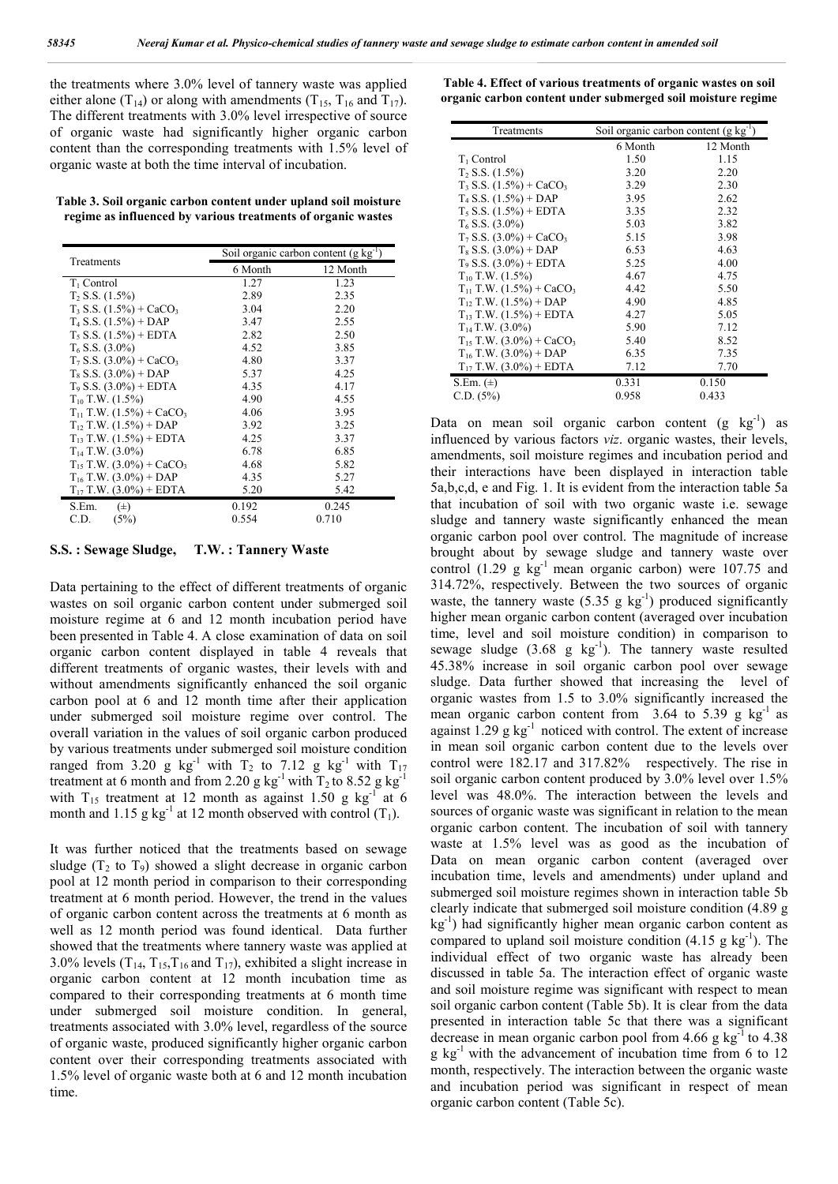the treatments where 3.0% level of tannery waste was applied either alone ($T_{14}$) or along with amendments ($T_{15}$, $T_{16}$ and $T_{17}$). The different treatments with 3.0% level irrespective of source of organic waste had significantly higher organic carbon content than the corresponding treatments with 1.5% level of organic waste at both the time interval of incubation.

**Table 3. Soil organic carbon content under upland soil moisture regime as influenced by various treatments of organic wastes**

| Treatments | Soil organic carbon content (g $kg^{-1}$) | |
|---|---|---|
| | 6 Month | 12 Month |
| $T_1$ Control | 1.27 | 1.23 |
| $T_2$ S.S. (1.5%) | 2.89 | 2.35 |
| $T_3$ S.S. (1.5%) + $CaCO_3$ | 3.04 | 2.20 |
| $T_4$ S.S. (1.5%) + DAP | 3.47 | 2.55 |
| $T_5$ S.S. (1.5%) + EDTA | 2.82 | 2.50 |
| $T_6$ S.S. (3.0%) | 4.52 | 3.85 |
| $T_7$ S.S. (3.0%) + $CaCO_3$ | 4.80 | 3.37 |
| $T_8$ S.S. (3.0%) + DAP | 5.37 | 4.25 |
| $T_9$ S.S. (3.0%) + EDTA | 4.35 | 4.17 |
| $T_{10}$ T.W. (1.5%) | 4.90 | 4.55 |
| $T_{11}$ T.W. (1.5%) + $CaCO_3$ | 4.06 | 3.95 |
| $T_{12}$ T.W. (1.5%) + DAP | 3.92 | 3.25 |
| $T_{13}$ T.W. (1.5%) + EDTA | 4.25 | 3.37 |
| $T_{14}$ T.W. (3.0%) | 6.78 | 6.85 |
| $T_{15}$ T.W. (3.0%) + $CaCO_3$ | 4.68 | 5.82 |
| $T_{16}$ T.W. (3.0%) + DAP | 4.35 | 5.27 |
| $T_{17}$ T.W. (3.0%) + EDTA | 5.20 | 5.42 |
| S.Em. (±) | 0.192 | 0.245 |
| C.D. (5%) | 0.554 | 0.710 |

**S.S. : Sewage Sludge, T.W. : Tannery Waste**

Data pertaining to the effect of different treatments of organic wastes on soil organic carbon content under submerged soil moisture regime at 6 and 12 month incubation period have been presented in Table 4. A close examination of data on soil organic carbon content displayed in table 4 reveals that different treatments of organic wastes, their levels with and without amendments significantly enhanced the soil organic carbon pool at 6 and 12 month time after their application under submerged soil moisture regime over control. The overall variation in the values of soil organic carbon produced by various treatments under submerged soil moisture condition ranged from 3.20 g $kg^{-1}$ with $T_2$ to 7.12 g $kg^{-1}$ with $T_{17}$ treatment at 6 month and from 2.20 g $kg^{-1}$ with $T_2$ to 8.52 g $kg^{-1}$ with $T_{15}$ treatment at 12 month as against 1.50 g $kg^{-1}$ at 6 month and 1.15 g $kg^{-1}$ at 12 month observed with control ($T_1$).

It was further noticed that the treatments based on sewage sludge ($T_2$ to $T_9$) showed a slight decrease in organic carbon pool at 12 month period in comparison to their corresponding treatment at 6 month period. However, the trend in the values of organic carbon content across the treatments at 6 month as well as 12 month period was found identical. Data further showed that the treatments where tannery waste was applied at 3.0% levels ($T_{14}$, $T_{15}$, $T_{16}$ and $T_{17}$), exhibited a slight increase in organic carbon content at 12 month incubation time as compared to their corresponding treatments at 6 month time under submerged soil moisture condition. In general, treatments associated with 3.0% level, regardless of the source of organic waste, produced significantly higher organic carbon content over their corresponding treatments associated with 1.5% level of organic waste both at 6 and 12 month incubation time.

**Table 4. Effect of various treatments of organic wastes on soil organic carbon content under submerged soil moisture regime**

| Treatments | Soil organic carbon content (g $kg^{-1}$) | |
|---|---|---|
| | 6 Month | 12 Month |
| $T_1$ Control | 1.50 | 1.15 |
| $T_2$ S.S. (1.5%) | 3.20 | 2.20 |
| $T_3$ S.S. (1.5%) + $CaCO_3$ | 3.29 | 2.30 |
| $T_4$ S.S. (1.5%) + DAP | 3.95 | 2.62 |
| $T_5$ S.S. (1.5%) + EDTA | 3.35 | 2.32 |
| $T_6$ S.S. (3.0%) | 5.03 | 3.82 |
| $T_7$ S.S. (3.0%) + $CaCO_3$ | 5.15 | 3.98 |
| $T_8$ S.S. (3.0%) + DAP | 6.53 | 4.63 |
| $T_9$ S.S. (3.0%) + EDTA | 5.25 | 4.00 |
| $T_{10}$ T.W. (1.5%) | 4.67 | 4.75 |
| $T_{11}$ T.W. (1.5%) + $CaCO_3$ | 4.42 | 5.50 |
| $T_{12}$ T.W. (1.5%) + DAP | 4.90 | 4.85 |
| $T_{13}$ T.W. (1.5%) + EDTA | 4.27 | 5.05 |
| $T_{14}$ T.W. (3.0%) | 5.90 | 7.12 |
| $T_{15}$ T.W. (3.0%) + $CaCO_3$ | 5.40 | 8.52 |
| $T_{16}$ T.W. (3.0%) + DAP | 6.35 | 7.35 |
| $T_{17}$ T.W. (3.0%) + EDTA | 7.12 | 7.70 |
| S.Em. (±) | 0.331 | 0.150 |
| C.D. (5%) | 0.958 | 0.433 |

Data on mean soil organic carbon content (g $kg^{-1}$) as influenced by various factors *viz*. organic wastes, their levels, amendments, soil moisture regimes and incubation period and their interactions have been displayed in interaction table 5a,b,c,d, e and Fig. 1. It is evident from the interaction table 5a that incubation of soil with two organic waste i.e. sewage sludge and tannery waste significantly enhanced the mean organic carbon pool over control. The magnitude of increase brought about by sewage sludge and tannery waste over control (1.29 g $kg^{-1}$ mean organic carbon) were 107.75 and 314.72%, respectively. Between the two sources of organic waste, the tannery waste (5.35 g $kg^{-1}$) produced significantly higher mean organic carbon content (averaged over incubation time, level and soil moisture condition) in comparison to sewage sludge (3.68 g $kg^{-1}$). The tannery waste resulted 45.38% increase in soil organic carbon pool over sewage sludge. Data further showed that increasing the level of organic wastes from 1.5 to 3.0% significantly increased the mean organic carbon content from 3.64 to 5.39 g $kg^{-1}$ as against 1.29 g $kg^{-1}$ noticed with control. The extent of increase in mean soil organic carbon content due to the levels over control were 182.17 and 317.82% respectively. The rise in soil organic carbon content produced by 3.0% level over 1.5% level was 48.0%. The interaction between the levels and sources of organic waste was significant in relation to the mean organic carbon content. The incubation of soil with tannery waste at 1.5% level was as good as the incubation of Data on mean organic carbon content (averaged over incubation time, levels and amendments) under upland and submerged soil moisture regimes shown in interaction table 5b clearly indicate that submerged soil moisture condition (4.89 g $kg^{-1}$) had significantly higher mean organic carbon content as compared to upland soil moisture condition (4.15 g $kg^{-1}$). The individual effect of two organic waste has already been discussed in table 5a. The interaction effect of organic waste and soil moisture regime was significant with respect to mean soil organic carbon content (Table 5b). It is clear from the data presented in interaction table 5c that there was a significant decrease in mean organic carbon pool from 4.66 g $kg^{-1}$ to 4.38 g $kg^{-1}$ with the advancement of incubation time from 6 to 12 month, respectively. The interaction between the organic waste and incubation period was significant in respect of mean organic carbon content (Table 5c).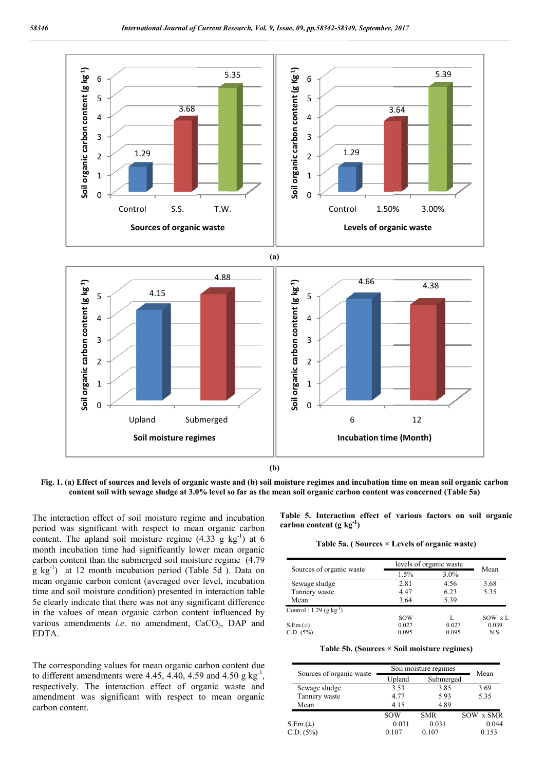**(a)**

**(b)**

**Fig. 1. (a) Effect of sources and levels of organic waste and (b) soil moisture regimes and incubation time on mean soil organic carbon content soil with sewage sludge at 3.0% level so far as the mean soil organic carbon content was concerned (Table 5a)**

The interaction effect of soil moisture regime and incubation period was significant with respect to mean organic carbon content. The upland soil moisture regime (4.33 g kg$^{-1}$) at 6 month incubation time had significantly lower mean organic carbon content than the submerged soil moisture regime (4.79 g kg$^{-1}$) at 12 month incubation period (Table 5d ). Data on mean organic carbon content (averaged over level, incubation time and soil moisture condition) presented in interaction table 5e clearly indicate that there was not any significant difference in the values of mean organic carbon content influenced by various amendments *i.e.* no amendment, $CaCO_3$, DAP and EDTA.

The corresponding values for mean organic carbon content due to different amendments were 4.45, 4.40, 4.59 and 4.50 g kg$^{-1}$, respectively. The interaction effect of organic waste and amendment was significant with respect to mean organic carbon content.

**Table 5. Interaction effect of various factors on soil organic carbon content (g kg$^{-1}$)**

**Table 5a. ( Sources × Levels of organic waste)**

| Sources of organic waste | levels of organic waste | | Mean |
|---|---|---|---|
| | 1.5% | 3.0% | |
| Sewage sludge | 2.81 | 4.56 | 3.68 |
| Tannery waste | 4.47 | 6.23 | 5.35 |
| Mean | 3.64 | 5.39 | |
| Control : 1.29 (g kg$^{-1}$) | | | |
| | SOW | L | SOW x L |
| S.Em.(±) | 0.027 | 0.027 | 0.039 |
| C.D. (5%) | 0.095 | 0.095 | N.S |

**Table 5b. (Sources × Soil moisture regimes)**

| Sources of organic waste | Soil moisture regimes | | Mean |
|---|---|---|---|
| | Upland | Submerged | |
| Sewage sludge | 3.53 | 3.85 | 3.69 |
| Tannery waste | 4.77 | 5.93 | 5.35 |
| Mean | 4.15 | 4.89 | |
| | SOW | SMR | SOW x SMR |
| S.Em.(±) | 0.031 | 0.031 | 0.044 |
| C.D. (5%) | 0.107 | 0.107 | 0.153 |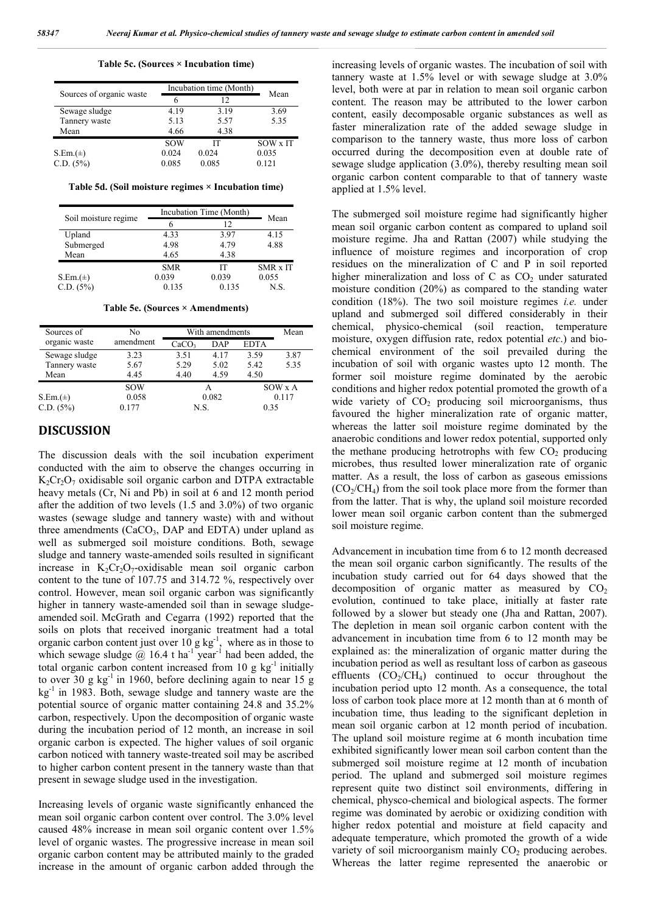**Table 5c. (Sources × Incubation time)**

| Sources of organic waste | Incubation time (Month) | | Mean |
|---|---|---|---|
| | 6 | 12 | |
| Sewage sludge | 4.19 | 3.19 | 3.69 |
| Tannery waste | 5.13 | 5.57 | 5.35 |
| Mean | 4.66 | 4.38 | |
| | SOW | IT | SOW x IT |
| S.Em.(±) | 0.024 | 0.024 | 0.035 |
| C.D. (5%) | 0.085 | 0.085 | 0.121 |

**Table 5d. (Soil moisture regimes × Incubation time)**

| Soil moisture regime | Incubation Time (Month) | | Mean |
|---|---|---|---|
| | 6 | 12 | |
| Upland | 4.33 | 3.97 | 4.15 |
| Submerged | 4.98 | 4.79 | 4.88 |
| Mean | 4.65 | 4.38 | |
| | SMR | IT | SMR x IT |
| S.Em.(±) | 0.039 | 0.039 | 0.055 |
| C.D. (5%) | 0.135 | 0.135 | N.S. |

**Table 5e. (Sources × Amendments)**

| Sources of organic waste | No amendment | With amendments | | | Mean |
|---|---|---|---|---|---|
| | | $CaCO_3$ | DAP | EDTA | |
| Sewage sludge | 3.23 | 3.51 | 4.17 | 3.59 | 3.87 |
| Tannery waste | 5.67 | 5.29 | 5.02 | 5.42 | 5.35 |
| Mean | 4.45 | 4.40 | 4.59 | 4.50 | |
| | SOW | | A | | SOW x A |
| S.Em.(±) | 0.058 | | 0.082 | | 0.117 |
| C.D. (5%) | 0.177 | | N.S. | | 0.35 |

## DISCUSSION

The discussion deals with the soil incubation experiment conducted with the aim to observe the changes occurring in $K_2Cr_2O_7$ oxidisable soil organic carbon and DTPA extractable heavy metals (Cr, Ni and Pb) in soil at 6 and 12 month period after the addition of two levels (1.5 and 3.0%) of two organic wastes (sewage sludge and tannery waste) with and without three amendments ($CaCO_3$, DAP and EDTA) under upland as well as submerged soil moisture conditions. Both, sewage sludge and tannery waste-amended soils resulted in significant increase in $K_2Cr_2O_7$-oxidisable mean soil organic carbon content to the tune of 107.75 and 314.72 %, respectively over control. However, mean soil organic carbon was significantly higher in tannery waste-amended soil than in sewage sludge-amended soil. McGrath and Cegarra (1992) reported that the soils on plots that received inorganic treatment had a total organic carbon content just over 10 g $kg^{-1}$, where as in those to which sewage sludge @ 16.4 t $ha^{-1}$ $year^{-1}$ had been added, the total organic carbon content increased from 10 g $kg^{-1}$ initially to over 30 g $kg^{-1}$ in 1960, before declining again to near 15 g $kg^{-1}$ in 1983. Both, sewage sludge and tannery waste are the potential source of organic matter containing 24.8 and 35.2% carbon, respectively. Upon the decomposition of organic waste during the incubation period of 12 month, an increase in soil organic carbon is expected. The higher values of soil organic carbon noticed with tannery waste-treated soil may be ascribed to higher carbon content present in the tannery waste than that present in sewage sludge used in the investigation.

Increasing levels of organic waste significantly enhanced the mean soil organic carbon content over control. The 3.0% level caused 48% increase in mean soil organic content over 1.5% level of organic wastes. The progressive increase in mean soil organic carbon content may be attributed mainly to the graded increase in the amount of organic carbon added through the increasing levels of organic wastes. The incubation of soil with tannery waste at 1.5% level or with sewage sludge at 3.0% level, both were at par in relation to mean soil organic carbon content. The reason may be attributed to the lower carbon content, easily decomposable organic substances as well as faster mineralization rate of the added sewage sludge in comparison to the tannery waste, thus more loss of carbon occurred during the decomposition even at double rate of sewage sludge application (3.0%), thereby resulting mean soil organic carbon content comparable to that of tannery waste applied at 1.5% level.

The submerged soil moisture regime had significantly higher mean soil organic carbon content as compared to upland soil moisture regime. Jha and Rattan (2007) while studying the influence of moisture regimes and incorporation of crop residues on the mineralization of C and P in soil reported higher mineralization and loss of C as $CO_2$ under saturated moisture condition (20%) as compared to the standing water condition (18%). The two soil moisture regimes *i.e.* under upland and submerged soil differed considerably in their chemical, physico-chemical (soil reaction, temperature moisture, oxygen diffusion rate, redox potential *etc*.) and bio-chemical environment of the soil prevailed during the incubation of soil with organic wastes upto 12 month. The former soil moisture regime dominated by the aerobic conditions and higher redox potential promoted the growth of a wide variety of $CO_2$ producing soil microorganisms, thus favoured the higher mineralization rate of organic matter, whereas the latter soil moisture regime dominated by the anaerobic conditions and lower redox potential, supported only the methane producing hetrotrophs with few $CO_2$ producing microbes, thus resulted lower mineralization rate of organic matter. As a result, the loss of carbon as gaseous emissions ($CO_2$/$CH_4$) from the soil took place more from the former than from the latter. That is why, the upland soil moisture recorded lower mean soil organic carbon content than the submerged soil moisture regime.

Advancement in incubation time from 6 to 12 month decreased the mean soil organic carbon significantly. The results of the incubation study carried out for 64 days showed that the decomposition of organic matter as measured by $CO_2$ evolution, continued to take place, initially at faster rate followed by a slower but steady one (Jha and Rattan, 2007). The depletion in mean soil organic carbon content with the advancement in incubation time from 6 to 12 month may be explained as: the mineralization of organic matter during the incubation period as well as resultant loss of carbon as gaseous effluents ($CO_2$/$CH_4$) continued to occur throughout the incubation period upto 12 month. As a consequence, the total loss of carbon took place more at 12 month than at 6 month of incubation time, thus leading to the significant depletion in mean soil organic carbon at 12 month period of incubation. The upland soil moisture regime at 6 month incubation time exhibited significantly lower mean soil carbon content than the submerged soil moisture regime at 12 month of incubation period. The upland and submerged soil moisture regimes represent quite two distinct soil environments, differing in chemical, physco-chemical and biological aspects. The former regime was dominated by aerobic or oxidizing condition with higher redox potential and moisture at field capacity and adequate temperature, which promoted the growth of a wide variety of soil microorganism mainly $CO_2$ producing aerobes. Whereas the latter regime represented the anaerobic or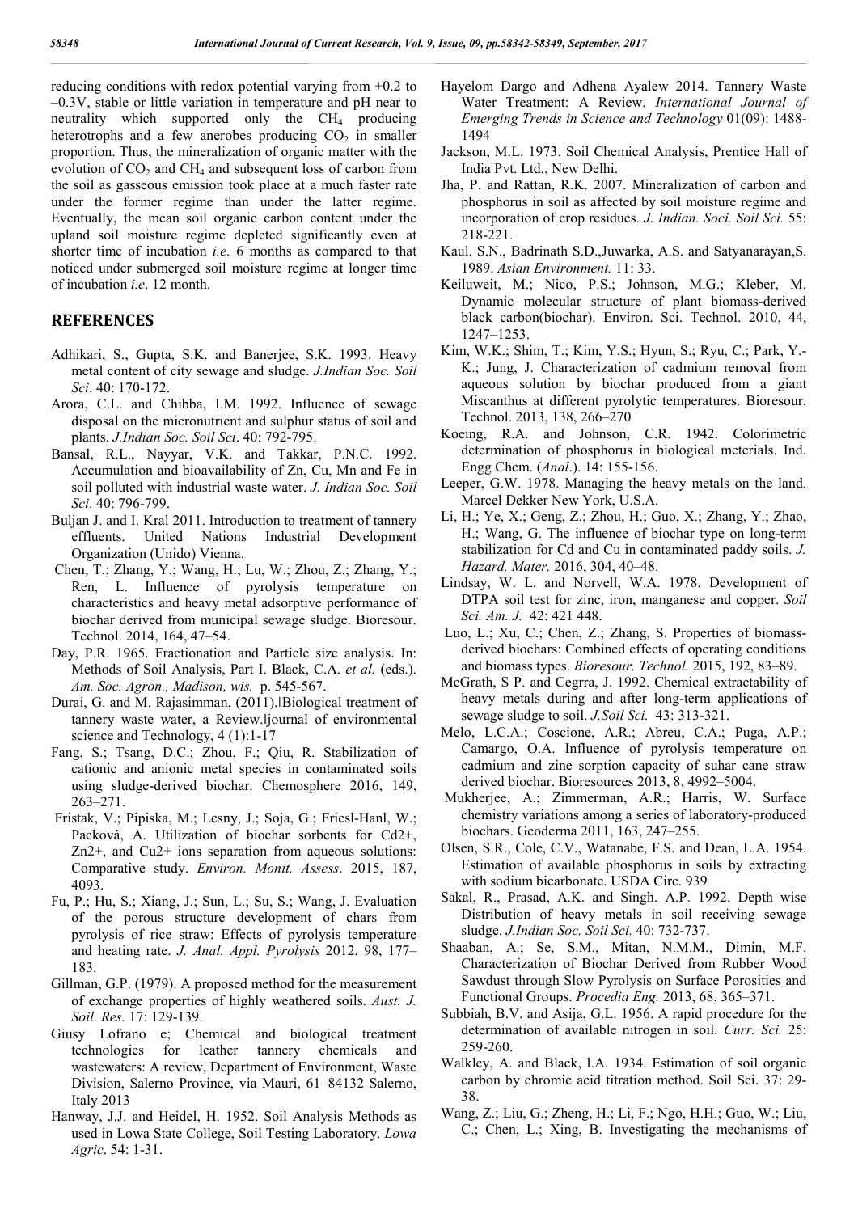reducing conditions with redox potential varying from +0.2 to –0.3V, stable or little variation in temperature and pH near to neutrality which supported only the $CH_4$ producing heterotrophs and a few anerobes producing $CO_2$ in smaller proportion. Thus, the mineralization of organic matter with the evolution of $CO_2$ and $CH_4$ and subsequent loss of carbon from the soil as gaseous emission took place at a much faster rate under the former regime than under the latter regime. Eventually, the mean soil organic carbon content under the upland soil moisture regime depleted significantly even at shorter time of incubation *i.e.* 6 months as compared to that noticed under submerged soil moisture regime at longer time of incubation *i.e*. 12 month.

## REFERENCES

Adhikari, S., Gupta, S.K. and Banerjee, S.K. 1993. Heavy metal content of city sewage and sludge. *J.Indian Soc. Soil Sci*. 40: 170-172.

Arora, C.L. and Chibba, I.M. 1992. Influence of sewage disposal on the micronutrient and sulphur status of soil and plants. *J.Indian Soc. Soil Sci*. 40: 792-795.

Bansal, R.L., Nayyar, V.K. and Takkar, P.N.C. 1992. Accumulation and bioavailability of Zn, Cu, Mn and Fe in soil polluted with industrial waste water. *J. Indian Soc. Soil Sci*. 40: 796-799.

Buljan J. and I. Kral 2011. Introduction to treatment of tannery effluents. United Nations Industrial Development Organization (Unido) Vienna.

Chen, T.; Zhang, Y.; Wang, H.; Lu, W.; Zhou, Z.; Zhang, Y.; Ren, L. Influence of pyrolysis temperature on characteristics and heavy metal adsorptive performance of biochar derived from municipal sewage sludge. Bioresour. Technol. 2014, 164, 47–54.

Day, P.R. 1965. Fractionation and Particle size analysis. In: Methods of Soil Analysis, Part I. Black, C.A. *et al.* (eds.). *Am. Soc. Agron., Madison, wis.* p. 545-567.

Durai, G. and M. Rajasimman, (2011).‖Biological treatment of tannery waste water, a Review.‖journal of environmental science and Technology, 4 (1):1-17

Fang, S.; Tsang, D.C.; Zhou, F.; Qiu, R. Stabilization of cationic and anionic metal species in contaminated soils using sludge-derived biochar. Chemosphere 2016, 149, 263–271.

Fristak, V.; Pipiska, M.; Lesny, J.; Soja, G.; Friesl-Hanl, W.; Packová, A. Utilization of biochar sorbents for Cd2+, Zn2+, and Cu2+ ions separation from aqueous solutions: Comparative study. *Environ. Monit. Assess*. 2015, 187, 4093.

Fu, P.; Hu, S.; Xiang, J.; Sun, L.; Su, S.; Wang, J. Evaluation of the porous structure development of chars from pyrolysis of rice straw: Effects of pyrolysis temperature and heating rate. *J. Anal. Appl. Pyrolysis* 2012, 98, 177–183.

Gillman, G.P. (1979). A proposed method for the measurement of exchange properties of highly weathered soils. *Aust. J. Soil. Res.* 17: 129-139.

Giusy Lofrano e; Chemical and biological treatment technologies for leather tannery chemicals and wastewaters: A review, Department of Environment, Waste Division, Salerno Province, via Mauri, 61–84132 Salerno, Italy 2013

Hanway, J.J. and Heidel, H. 1952. Soil Analysis Methods as used in Lowa State College, Soil Testing Laboratory. *Lowa Agric*. 54: 1-31.

Hayelom Dargo and Adhena Ayalew 2014. Tannery Waste Water Treatment: A Review. *International Journal of Emerging Trends in Science and Technology* 01(09): 1488-1494

Jackson, M.L. 1973. Soil Chemical Analysis, Prentice Hall of India Pvt. Ltd., New Delhi.

Jha, P. and Rattan, R.K. 2007. Mineralization of carbon and phosphorus in soil as affected by soil moisture regime and incorporation of crop residues. *J. Indian. Soci. Soil Sci.* 55: 218-221.

Kaul. S.N., Badrinath S.D.,Juwarka, A.S. and Satyanarayan,S. 1989. *Asian Environment.* 11: 33.

Keiluweit, M.; Nico, P.S.; Johnson, M.G.; Kleber, M. Dynamic molecular structure of plant biomass-derived black carbon(biochar). Environ. Sci. Technol. 2010, 44, 1247–1253.

Kim, W.K.; Shim, T.; Kim, Y.S.; Hyun, S.; Ryu, C.; Park, Y.-K.; Jung, J. Characterization of cadmium removal from aqueous solution by biochar produced from a giant Miscanthus at different pyrolytic temperatures. Bioresour. Technol. 2013, 138, 266–270

Koeing, R.A. and Johnson, C.R. 1942. Colorimetric determination of phosphorus in biological meterials. Ind. Engg Chem. (*Anal*.). 14: 155-156.

Leeper, G.W. 1978. Managing the heavy metals on the land. Marcel Dekker New York, U.S.A.

Li, H.; Ye, X.; Geng, Z.; Zhou, H.; Guo, X.; Zhang, Y.; Zhao, H.; Wang, G. The influence of biochar type on long-term stabilization for Cd and Cu in contaminated paddy soils. *J. Hazard. Mater.* 2016, 304, 40–48.

Lindsay, W. L. and Norvell, W.A. 1978. Development of DTPA soil test for zinc, iron, manganese and copper. *Soil Sci. Am. J.* 42: 421 448.

Luo, L.; Xu, C.; Chen, Z.; Zhang, S. Properties of biomass-derived biochars: Combined effects of operating conditions and biomass types. *Bioresour. Technol.* 2015, 192, 83–89.

McGrath, S P. and Cegrra, J. 1992. Chemical extractability of heavy metals during and after long-term applications of sewage sludge to soil. *J.Soil Sci.* 43: 313-321.

Melo, L.C.A.; Coscione, A.R.; Abreu, C.A.; Puga, A.P.; Camargo, O.A. Influence of pyrolysis temperature on cadmium and zine sorption capacity of suhar cane straw derived biochar. Bioresources 2013, 8, 4992–5004.

Mukherjee, A.; Zimmerman, A.R.; Harris, W. Surface chemistry variations among a series of laboratory-produced biochars. Geoderma 2011, 163, 247–255.

Olsen, S.R., Cole, C.V., Watanabe, F.S. and Dean, L.A. 1954. Estimation of available phosphorus in soils by extracting with sodium bicarbonate. USDA Circ. 939

Sakal, R., Prasad, A.K. and Singh. A.P. 1992. Depth wise Distribution of heavy metals in soil receiving sewage sludge. *J.Indian Soc. Soil Sci.* 40: 732-737.

Shaaban, A.; Se, S.M., Mitan, N.M.M., Dimin, M.F. Characterization of Biochar Derived from Rubber Wood Sawdust through Slow Pyrolysis on Surface Porosities and Functional Groups. *Procedia Eng.* 2013, 68, 365–371.

Subbiah, B.V. and Asija, G.L. 1956. A rapid procedure for the determination of available nitrogen in soil. *Curr. Sci.* 25: 259-260.

Walkley, A. and Black, l.A. 1934. Estimation of soil organic carbon by chromic acid titration method. Soil Sci. 37: 29-38.

Wang, Z.; Liu, G.; Zheng, H.; Li, F.; Ngo, H.H.; Guo, W.; Liu, C.; Chen, L.; Xing, B. Investigating the mechanisms of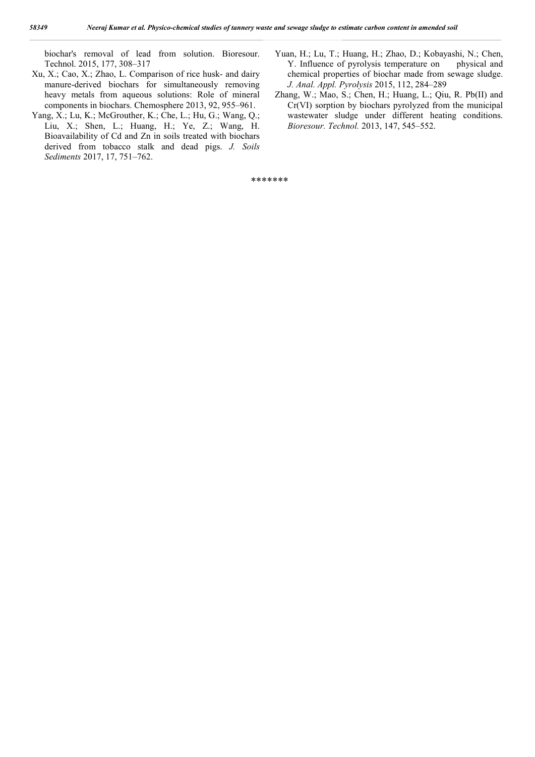biochar's removal of lead from solution. Bioresour. Technol. 2015, 177, 308–317

Xu, X.; Cao, X.; Zhao, L. Comparison of rice husk- and dairy manure-derived biochars for simultaneously removing heavy metals from aqueous solutions: Role of mineral components in biochars. Chemosphere 2013, 92, 955–961.

Yang, X.; Lu, K.; McGrouther, K.; Che, L.; Hu, G.; Wang, Q.; Liu, X.; Shen, L.; Huang, H.; Ye, Z.; Wang, H. Bioavailability of Cd and Zn in soils treated with biochars derived from tobacco stalk and dead pigs. *J. Soils Sediments* 2017, 17, 751–762.

Yuan, H.; Lu, T.; Huang, H.; Zhao, D.; Kobayashi, N.; Chen, Y. Influence of pyrolysis temperature on physical and chemical properties of biochar made from sewage sludge. *J. Anal. Appl. Pyrolysis* 2015, 112, 284–289

Zhang, W.; Mao, S.; Chen, H.; Huang, L.; Qiu, R. Pb(II) and Cr(VI) sorption by biochars pyrolyzed from the municipal wastewater sludge under different heating conditions. *Bioresour. Technol.* 2013, 147, 545–552.

*******